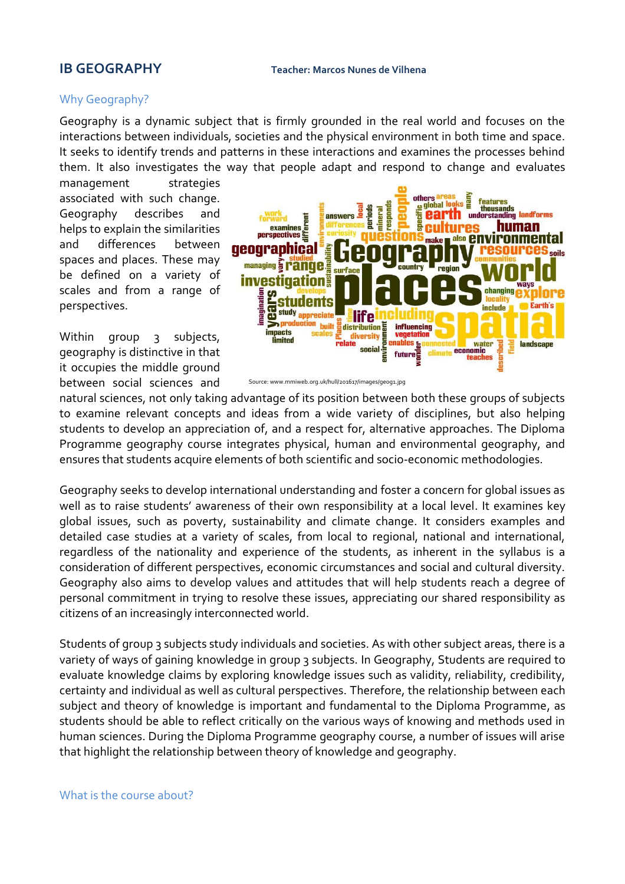# IB GEOGRAPHY

**Teacher: Marcos Nunes de Vilhena**

## Why Geography?

Geography is a dynamic subject that is firmly grounded in the real world and focuses on the interactions between individuals, societies and the physical environment in both time and space. It seeks to identify trends and patterns in these interactions and examines the processes behind them. It also investigates the way that people adapt and respond to change and evaluates management strategies associated with such change. Geography describes and helps to explain the similarities and differences between spaces and places. These may be defined on a variety of scales and from a range of perspectives.

Source: www.mmiweb.org.uk/hull/201617/images/geog1.jpg

Within group 3 subjects, geography is distinctive in that it occupies the middle ground between social sciences and natural sciences, not only taking advantage of its position between both these groups of subjects to examine relevant concepts and ideas from a wide variety of disciplines, but also helping students to develop an appreciation of, and a respect for, alternative approaches. The Diploma Programme geography course integrates physical, human and environmental geography, and ensures that students acquire elements of both scientific and socio-economic methodologies.

Geography seeks to develop international understanding and foster a concern for global issues as well as to raise students' awareness of their own responsibility at a local level. It examines key global issues, such as poverty, sustainability and climate change. It considers examples and detailed case studies at a variety of scales, from local to regional, national and international, regardless of the nationality and experience of the students, as inherent in the syllabus is a consideration of different perspectives, economic circumstances and social and cultural diversity. Geography also aims to develop values and attitudes that will help students reach a degree of personal commitment in trying to resolve these issues, appreciating our shared responsibility as citizens of an increasingly interconnected world.

Students of group 3 subjects study individuals and societies. As with other subject areas, there is a variety of ways of gaining knowledge in group 3 subjects. In Geography, Students are required to evaluate knowledge claims by exploring knowledge issues such as validity, reliability, credibility, certainty and individual as well as cultural perspectives. Therefore, the relationship between each subject and theory of knowledge is important and fundamental to the Diploma Programme, as students should be able to reflect critically on the various ways of knowing and methods used in human sciences. During the Diploma Programme geography course, a number of issues will arise that highlight the relationship between theory of knowledge and geography.

## What is the course about?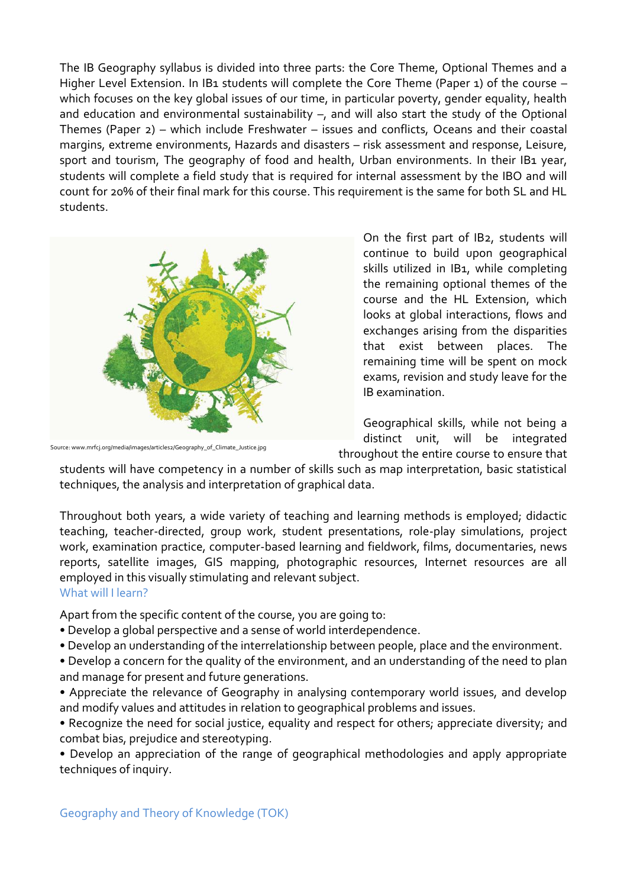The IB Geography syllabus is divided into three parts: the Core Theme, Optional Themes and a Higher Level Extension. In IB1 students will complete the Core Theme (Paper 1) of the course – which focuses on the key global issues of our time, in particular poverty, gender equality, health and education and environmental sustainability –, and will also start the study of the Optional Themes (Paper 2) – which include Freshwater – issues and conflicts, Oceans and their coastal margins, extreme environments, Hazards and disasters – risk assessment and response, Leisure, sport and tourism, The geography of food and health, Urban environments. In their IB1 year, students will complete a field study that is required for internal assessment by the IBO and will count for 20% of their final mark for this course. This requirement is the same for both SL and HL students.

Source: www.mrfcj.org/media/images/articles2/Geography_of_Climate_Justice.jpg

On the first part of IB2, students will continue to build upon geographical skills utilized in IB1, while completing the remaining optional themes of the course and the HL Extension, which looks at global interactions, flows and exchanges arising from the disparities that exist between places. The remaining time will be spent on mock exams, revision and study leave for the IB examination.

Geographical skills, while not being a distinct unit, will be integrated throughout the entire course to ensure that students will have competency in a number of skills such as map interpretation, basic statistical techniques, the analysis and interpretation of graphical data.

Throughout both years, a wide variety of teaching and learning methods is employed; didactic teaching, teacher-directed, group work, student presentations, role-play simulations, project work, examination practice, computer-based learning and fieldwork, films, documentaries, news reports, satellite images, GIS mapping, photographic resources, Internet resources are all employed in this visually stimulating and relevant subject.

## What will I learn?

Apart from the specific content of the course, you are going to:

- Develop a global perspective and a sense of world interdependence.
- Develop an understanding of the interrelationship between people, place and the environment.
- Develop a concern for the quality of the environment, and an understanding of the need to plan and manage for present and future generations.
- Appreciate the relevance of Geography in analysing contemporary world issues, and develop and modify values and attitudes in relation to geographical problems and issues.
- Recognize the need for social justice, equality and respect for others; appreciate diversity; and combat bias, prejudice and stereotyping.
- Develop an appreciation of the range of geographical methodologies and apply appropriate techniques of inquiry.

## Geography and Theory of Knowledge (TOK)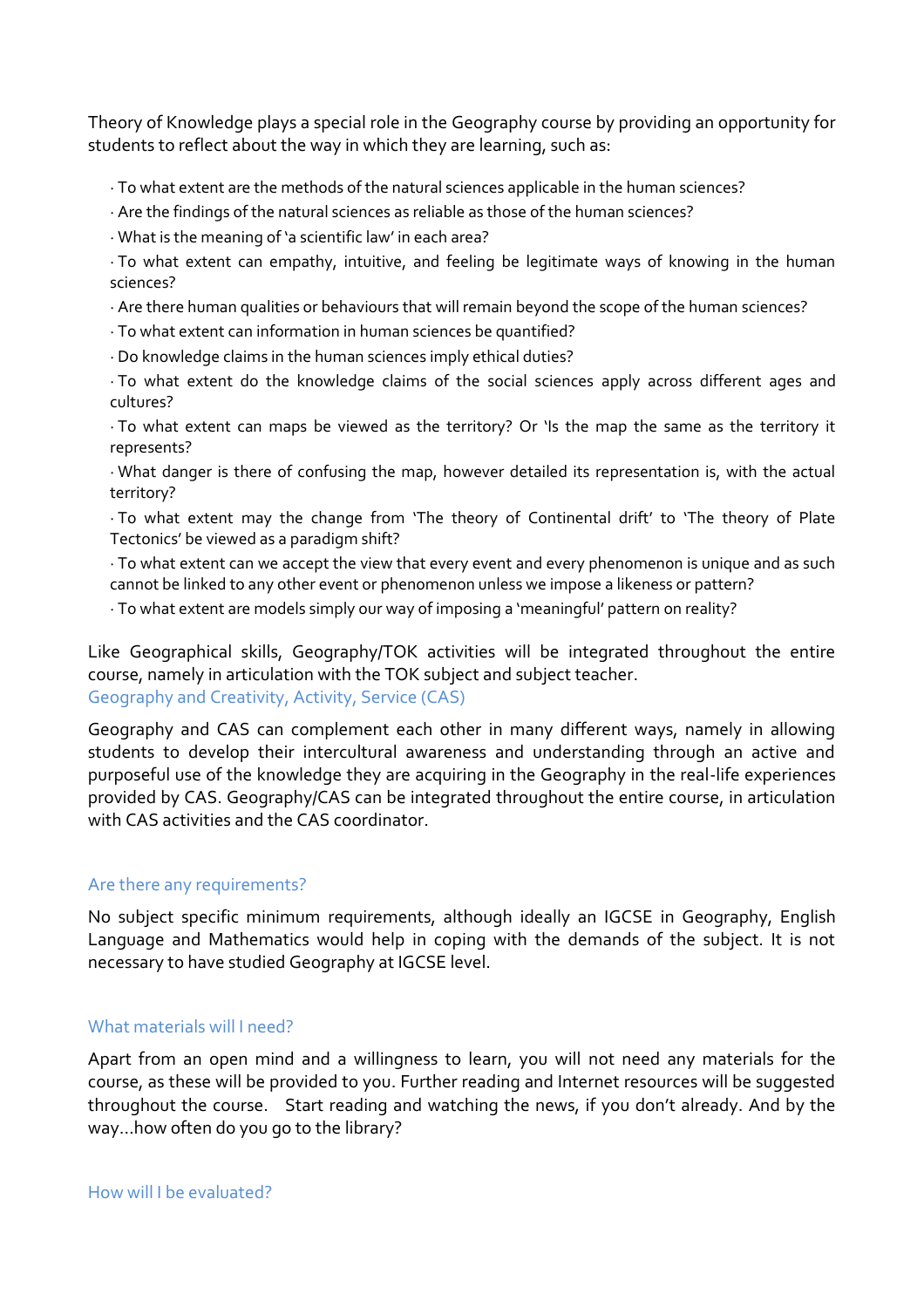Theory of Knowledge plays a special role in the Geography course by providing an opportunity for students to reflect about the way in which they are learning, such as:

- To what extent are the methods of the natural sciences applicable in the human sciences?
- Are the findings of the natural sciences as reliable as those of the human sciences?
- What is the meaning of 'a scientific law' in each area?
- To what extent can empathy, intuitive, and feeling be legitimate ways of knowing in the human sciences?
- Are there human qualities or behaviours that will remain beyond the scope of the human sciences?
- To what extent can information in human sciences be quantified?
- Do knowledge claims in the human sciences imply ethical duties?
- To what extent do the knowledge claims of the social sciences apply across different ages and cultures?
- To what extent can maps be viewed as the territory? Or 'Is the map the same as the territory it represents?
- What danger is there of confusing the map, however detailed its representation is, with the actual territory?
- To what extent may the change from 'The theory of Continental drift' to 'The theory of Plate Tectonics' be viewed as a paradigm shift?
- To what extent can we accept the view that every event and every phenomenon is unique and as such cannot be linked to any other event or phenomenon unless we impose a likeness or pattern?
- To what extent are models simply our way of imposing a 'meaningful' pattern on reality?

Like Geographical skills, Geography/TOK activities will be integrated throughout the entire course, namely in articulation with the TOK subject and subject teacher.

### Geography and Creativity, Activity, Service (CAS)

Geography and CAS can complement each other in many different ways, namely in allowing students to develop their intercultural awareness and understanding through an active and purposeful use of the knowledge they are acquiring in the Geography in the real-life experiences provided by CAS. Geography/CAS can be integrated throughout the entire course, in articulation with CAS activities and the CAS coordinator.

### Are there any requirements?

No subject specific minimum requirements, although ideally an IGCSE in Geography, English Language and Mathematics would help in coping with the demands of the subject. It is not necessary to have studied Geography at IGCSE level.

### What materials will I need?

Apart from an open mind and a willingness to learn, you will not need any materials for the course, as these will be provided to you. Further reading and Internet resources will be suggested throughout the course. Start reading and watching the news, if you don't already. And by the way…how often do you go to the library?

### How will I be evaluated?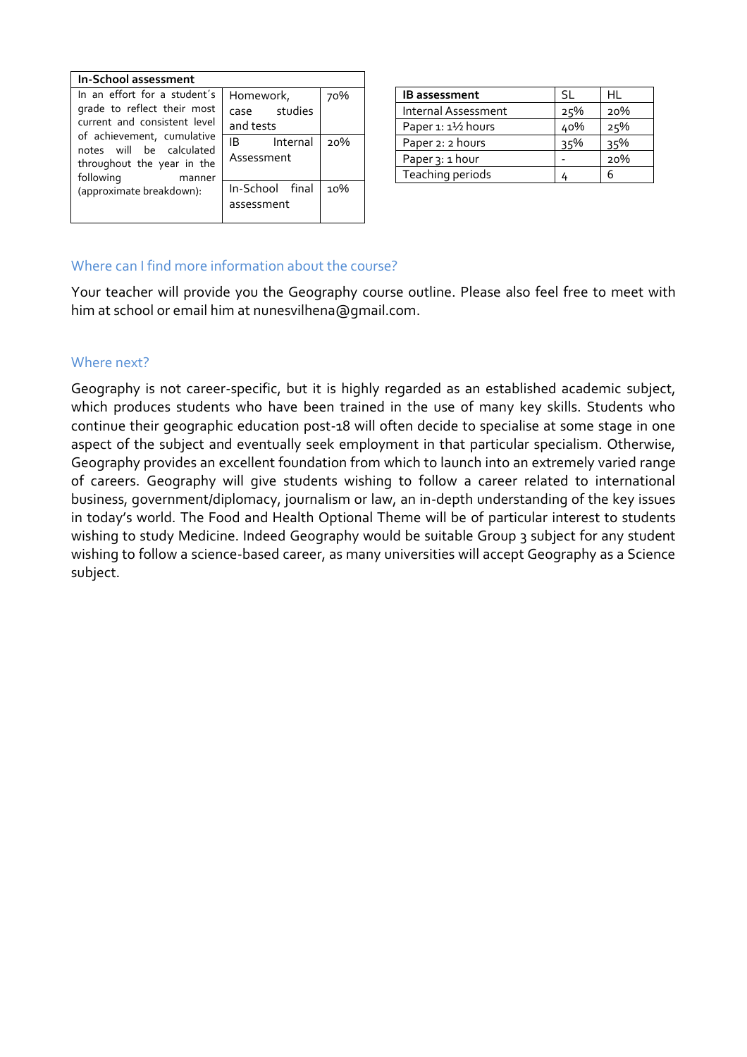| In-School assessment | | |
|---|---|---|
| In an effort for a student´s grade to reflect their most current and consistent level of achievement, cumulative notes will be calculated throughout the year in the following manner (approximate breakdown): | Homework, case studies and tests | 70% |
| | IB Internal Assessment | 20% |
| | In-School final assessment | 10% |

| IB assessment | SL | HL |
|---|---|---|
| Internal Assessment | 25% | 20% |
| Paper 1: 1½ hours | 40% | 25% |
| Paper 2: 2 hours | 35% | 35% |
| Paper 3: 1 hour | - | 20% |
| Teaching periods | 4 | 6 |

## Where can I find more information about the course?

Your teacher will provide you the Geography course outline. Please also feel free to meet with him at school or email him at nunesvilhena@gmail.com.

## Where next?

Geography is not career-specific, but it is highly regarded as an established academic subject, which produces students who have been trained in the use of many key skills. Students who continue their geographic education post-18 will often decide to specialise at some stage in one aspect of the subject and eventually seek employment in that particular specialism. Otherwise, Geography provides an excellent foundation from which to launch into an extremely varied range of careers. Geography will give students wishing to follow a career related to international business, government/diplomacy, journalism or law, an in-depth understanding of the key issues in today's world. The Food and Health Optional Theme will be of particular interest to students wishing to study Medicine. Indeed Geography would be suitable Group 3 subject for any student wishing to follow a science-based career, as many universities will accept Geography as a Science subject.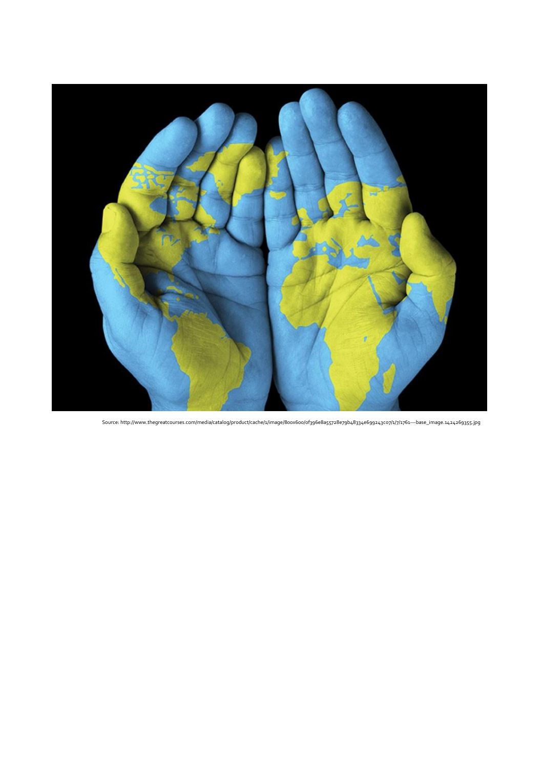Source: http://www.thegreatcourses.com/media/catalog/product/cache/1/image/800x600/0f396e8a55728e79b48334e699243c07/1/7/1761---base_image.1424269355.jpg